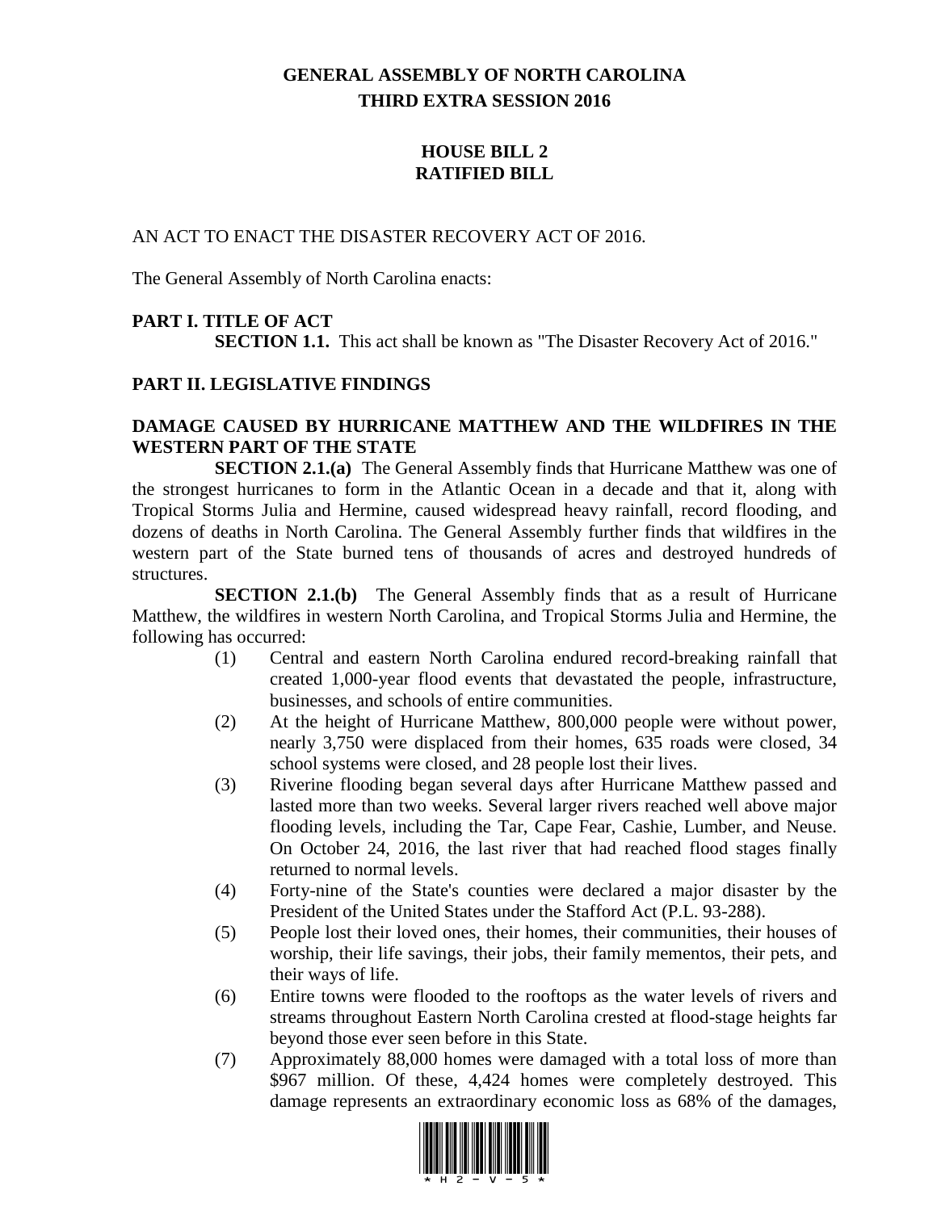# GENERAL ASSEMBLY OF NORTH CAROLINA
## THIRD EXTRA SESSION 2016

## HOUSE BILL 2
## RATIFIED BILL

AN ACT TO ENACT THE DISASTER RECOVERY ACT OF 2016.

The General Assembly of North Carolina enacts:

### PART I. TITLE OF ACT

**SECTION 1.1.** This act shall be known as "The Disaster Recovery Act of 2016."

### PART II. LEGISLATIVE FINDINGS

### DAMAGE CAUSED BY HURRICANE MATTHEW AND THE WILDFIRES IN THE WESTERN PART OF THE STATE

**SECTION 2.1.(a)** The General Assembly finds that Hurricane Matthew was one of the strongest hurricanes to form in the Atlantic Ocean in a decade and that it, along with Tropical Storms Julia and Hermine, caused widespread heavy rainfall, record flooding, and dozens of deaths in North Carolina. The General Assembly further finds that wildfires in the western part of the State burned tens of thousands of acres and destroyed hundreds of structures.

**SECTION 2.1.(b)** The General Assembly finds that as a result of Hurricane Matthew, the wildfires in western North Carolina, and Tropical Storms Julia and Hermine, the following has occurred:

(1) Central and eastern North Carolina endured record-breaking rainfall that created 1,000-year flood events that devastated the people, infrastructure, businesses, and schools of entire communities.

(2) At the height of Hurricane Matthew, 800,000 people were without power, nearly 3,750 were displaced from their homes, 635 roads were closed, 34 school systems were closed, and 28 people lost their lives.

(3) Riverine flooding began several days after Hurricane Matthew passed and lasted more than two weeks. Several larger rivers reached well above major flooding levels, including the Tar, Cape Fear, Cashie, Lumber, and Neuse. On October 24, 2016, the last river that had reached flood stages finally returned to normal levels.

(4) Forty-nine of the State's counties were declared a major disaster by the President of the United States under the Stafford Act (P.L. 93-288).

(5) People lost their loved ones, their homes, their communities, their houses of worship, their life savings, their jobs, their family mementos, their pets, and their ways of life.

(6) Entire towns were flooded to the rooftops as the water levels of rivers and streams throughout Eastern North Carolina crested at flood-stage heights far beyond those ever seen before in this State.

(7) Approximately 88,000 homes were damaged with a total loss of more than $967 million. Of these, 4,424 homes were completely destroyed. This damage represents an extraordinary economic loss as 68% of the damages,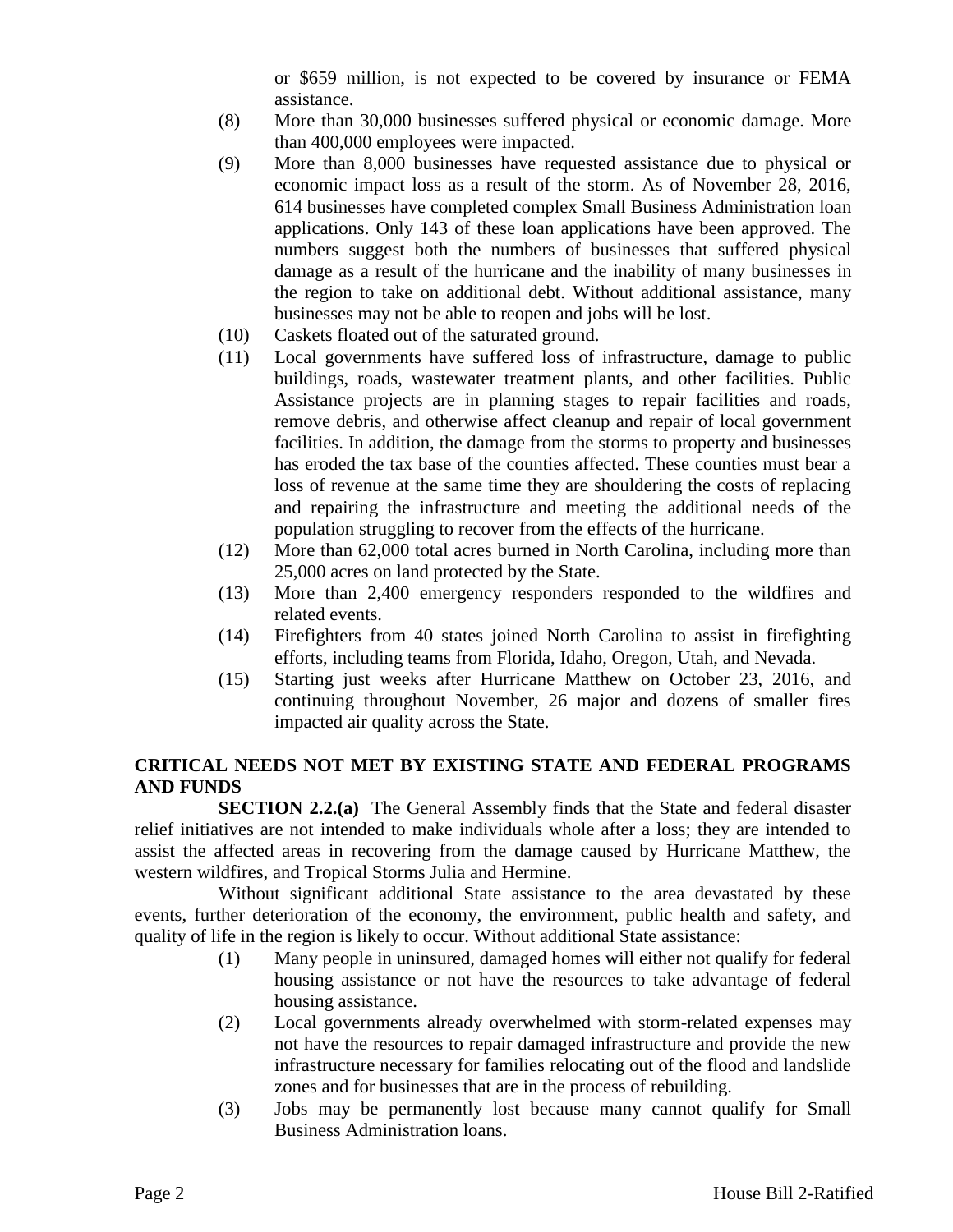or $659 million, is not expected to be covered by insurance or FEMA assistance.

(8) More than 30,000 businesses suffered physical or economic damage. More than 400,000 employees were impacted.

(9) More than 8,000 businesses have requested assistance due to physical or economic impact loss as a result of the storm. As of November 28, 2016, 614 businesses have completed complex Small Business Administration loan applications. Only 143 of these loan applications have been approved. The numbers suggest both the numbers of businesses that suffered physical damage as a result of the hurricane and the inability of many businesses in the region to take on additional debt. Without additional assistance, many businesses may not be able to reopen and jobs will be lost.

(10) Caskets floated out of the saturated ground.

(11) Local governments have suffered loss of infrastructure, damage to public buildings, roads, wastewater treatment plants, and other facilities. Public Assistance projects are in planning stages to repair facilities and roads, remove debris, and otherwise affect cleanup and repair of local government facilities. In addition, the damage from the storms to property and businesses has eroded the tax base of the counties affected. These counties must bear a loss of revenue at the same time they are shouldering the costs of replacing and repairing the infrastructure and meeting the additional needs of the population struggling to recover from the effects of the hurricane.

(12) More than 62,000 total acres burned in North Carolina, including more than 25,000 acres on land protected by the State.

(13) More than 2,400 emergency responders responded to the wildfires and related events.

(14) Firefighters from 40 states joined North Carolina to assist in firefighting efforts, including teams from Florida, Idaho, Oregon, Utah, and Nevada.

(15) Starting just weeks after Hurricane Matthew on October 23, 2016, and continuing throughout November, 26 major and dozens of smaller fires impacted air quality across the State.

**CRITICAL NEEDS NOT MET BY EXISTING STATE AND FEDERAL PROGRAMS AND FUNDS**

**SECTION 2.2.(a)** The General Assembly finds that the State and federal disaster relief initiatives are not intended to make individuals whole after a loss; they are intended to assist the affected areas in recovering from the damage caused by Hurricane Matthew, the western wildfires, and Tropical Storms Julia and Hermine.

Without significant additional State assistance to the area devastated by these events, further deterioration of the economy, the environment, public health and safety, and quality of life in the region is likely to occur. Without additional State assistance:

(1) Many people in uninsured, damaged homes will either not qualify for federal housing assistance or not have the resources to take advantage of federal housing assistance.

(2) Local governments already overwhelmed with storm-related expenses may not have the resources to repair damaged infrastructure and provide the new infrastructure necessary for families relocating out of the flood and landslide zones and for businesses that are in the process of rebuilding.

(3) Jobs may be permanently lost because many cannot qualify for Small Business Administration loans.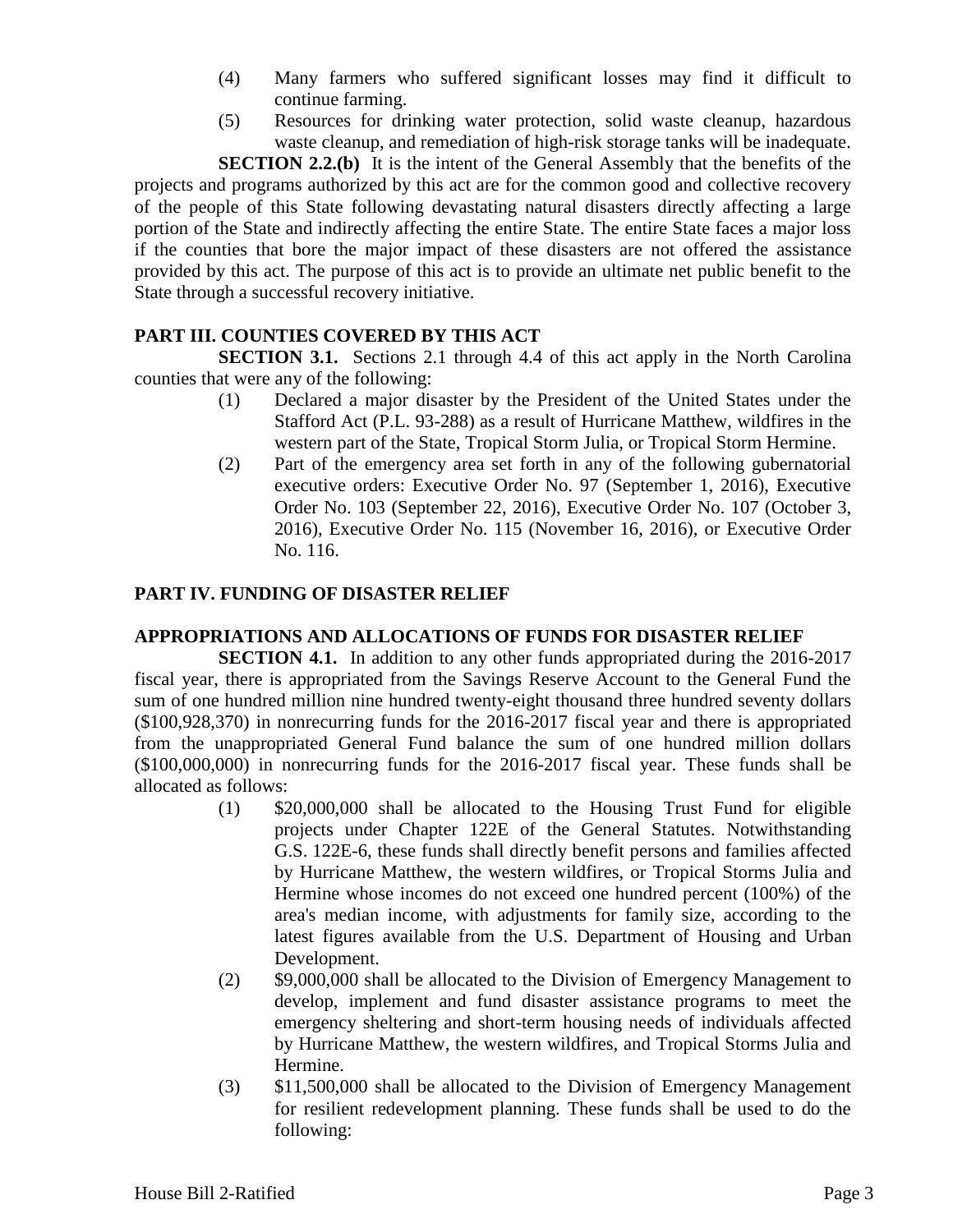(4) Many farmers who suffered significant losses may find it difficult to continue farming.

(5) Resources for drinking water protection, solid waste cleanup, hazardous waste cleanup, and remediation of high-risk storage tanks will be inadequate.

**SECTION 2.2.(b)** It is the intent of the General Assembly that the benefits of the projects and programs authorized by this act are for the common good and collective recovery of the people of this State following devastating natural disasters directly affecting a large portion of the State and indirectly affecting the entire State. The entire State faces a major loss if the counties that bore the major impact of these disasters are not offered the assistance provided by this act. The purpose of this act is to provide an ultimate net public benefit to the State through a successful recovery initiative.

## PART III. COUNTIES COVERED BY THIS ACT

**SECTION 3.1.** Sections 2.1 through 4.4 of this act apply in the North Carolina counties that were any of the following:

(1) Declared a major disaster by the President of the United States under the Stafford Act (P.L. 93-288) as a result of Hurricane Matthew, wildfires in the western part of the State, Tropical Storm Julia, or Tropical Storm Hermine.

(2) Part of the emergency area set forth in any of the following gubernatorial executive orders: Executive Order No. 97 (September 1, 2016), Executive Order No. 103 (September 22, 2016), Executive Order No. 107 (October 3, 2016), Executive Order No. 115 (November 16, 2016), or Executive Order No. 116.

## PART IV. FUNDING OF DISASTER RELIEF

### APPROPRIATIONS AND ALLOCATIONS OF FUNDS FOR DISASTER RELIEF

**SECTION 4.1.** In addition to any other funds appropriated during the 2016-2017 fiscal year, there is appropriated from the Savings Reserve Account to the General Fund the sum of one hundred million nine hundred twenty-eight thousand three hundred seventy dollars ($100,928,370) in nonrecurring funds for the 2016-2017 fiscal year and there is appropriated from the unappropriated General Fund balance the sum of one hundred million dollars ($100,000,000) in nonrecurring funds for the 2016-2017 fiscal year. These funds shall be allocated as follows:

(1) $20,000,000 shall be allocated to the Housing Trust Fund for eligible projects under Chapter 122E of the General Statutes. Notwithstanding G.S. 122E-6, these funds shall directly benefit persons and families affected by Hurricane Matthew, the western wildfires, or Tropical Storms Julia and Hermine whose incomes do not exceed one hundred percent (100%) of the area's median income, with adjustments for family size, according to the latest figures available from the U.S. Department of Housing and Urban Development.

(2) $9,000,000 shall be allocated to the Division of Emergency Management to develop, implement and fund disaster assistance programs to meet the emergency sheltering and short-term housing needs of individuals affected by Hurricane Matthew, the western wildfires, and Tropical Storms Julia and Hermine.

(3) $11,500,000 shall be allocated to the Division of Emergency Management for resilient redevelopment planning. These funds shall be used to do the following: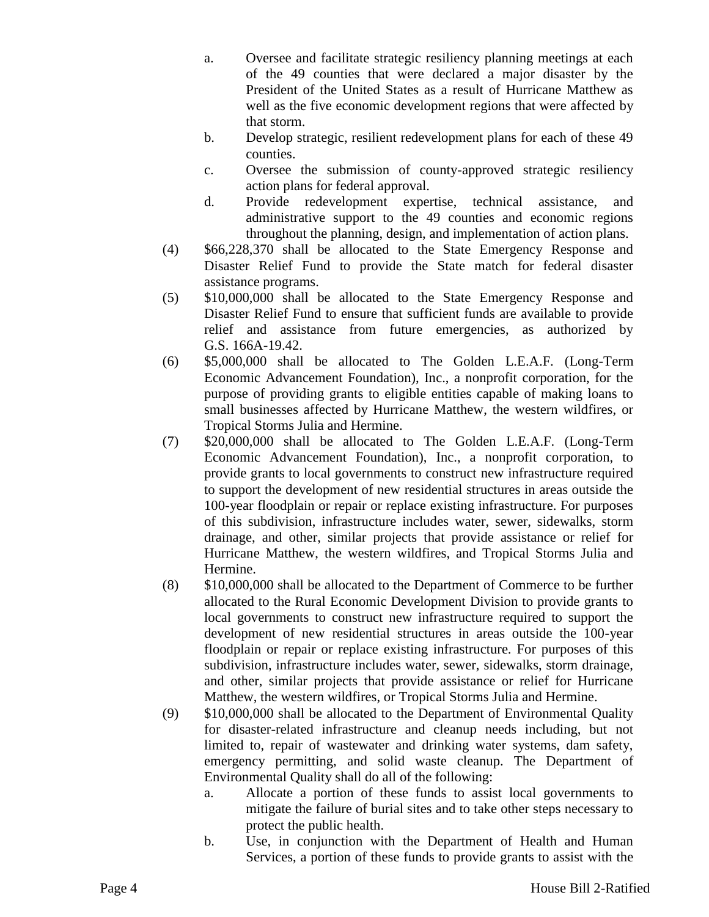a. Oversee and facilitate strategic resiliency planning meetings at each of the 49 counties that were declared a major disaster by the President of the United States as a result of Hurricane Matthew as well as the five economic development regions that were affected by that storm.
b. Develop strategic, resilient redevelopment plans for each of these 49 counties.
c. Oversee the submission of county-approved strategic resiliency action plans for federal approval.
d. Provide redevelopment expertise, technical assistance, and administrative support to the 49 counties and economic regions throughout the planning, design, and implementation of action plans.

(4) $66,228,370 shall be allocated to the State Emergency Response and Disaster Relief Fund to provide the State match for federal disaster assistance programs.

(5) $10,000,000 shall be allocated to the State Emergency Response and Disaster Relief Fund to ensure that sufficient funds are available to provide relief and assistance from future emergencies, as authorized by G.S. 166A-19.42.

(6) $5,000,000 shall be allocated to The Golden L.E.A.F. (Long-Term Economic Advancement Foundation), Inc., a nonprofit corporation, for the purpose of providing grants to eligible entities capable of making loans to small businesses affected by Hurricane Matthew, the western wildfires, or Tropical Storms Julia and Hermine.

(7) $20,000,000 shall be allocated to The Golden L.E.A.F. (Long-Term Economic Advancement Foundation), Inc., a nonprofit corporation, to provide grants to local governments to construct new infrastructure required to support the development of new residential structures in areas outside the 100-year floodplain or repair or replace existing infrastructure. For purposes of this subdivision, infrastructure includes water, sewer, sidewalks, storm drainage, and other, similar projects that provide assistance or relief for Hurricane Matthew, the western wildfires, and Tropical Storms Julia and Hermine.

(8) $10,000,000 shall be allocated to the Department of Commerce to be further allocated to the Rural Economic Development Division to provide grants to local governments to construct new infrastructure required to support the development of new residential structures in areas outside the 100-year floodplain or repair or replace existing infrastructure. For purposes of this subdivision, infrastructure includes water, sewer, sidewalks, storm drainage, and other, similar projects that provide assistance or relief for Hurricane Matthew, the western wildfires, or Tropical Storms Julia and Hermine.

(9) $10,000,000 shall be allocated to the Department of Environmental Quality for disaster-related infrastructure and cleanup needs including, but not limited to, repair of wastewater and drinking water systems, dam safety, emergency permitting, and solid waste cleanup. The Department of Environmental Quality shall do all of the following:

a. Allocate a portion of these funds to assist local governments to mitigate the failure of burial sites and to take other steps necessary to protect the public health.
b. Use, in conjunction with the Department of Health and Human Services, a portion of these funds to provide grants to assist with the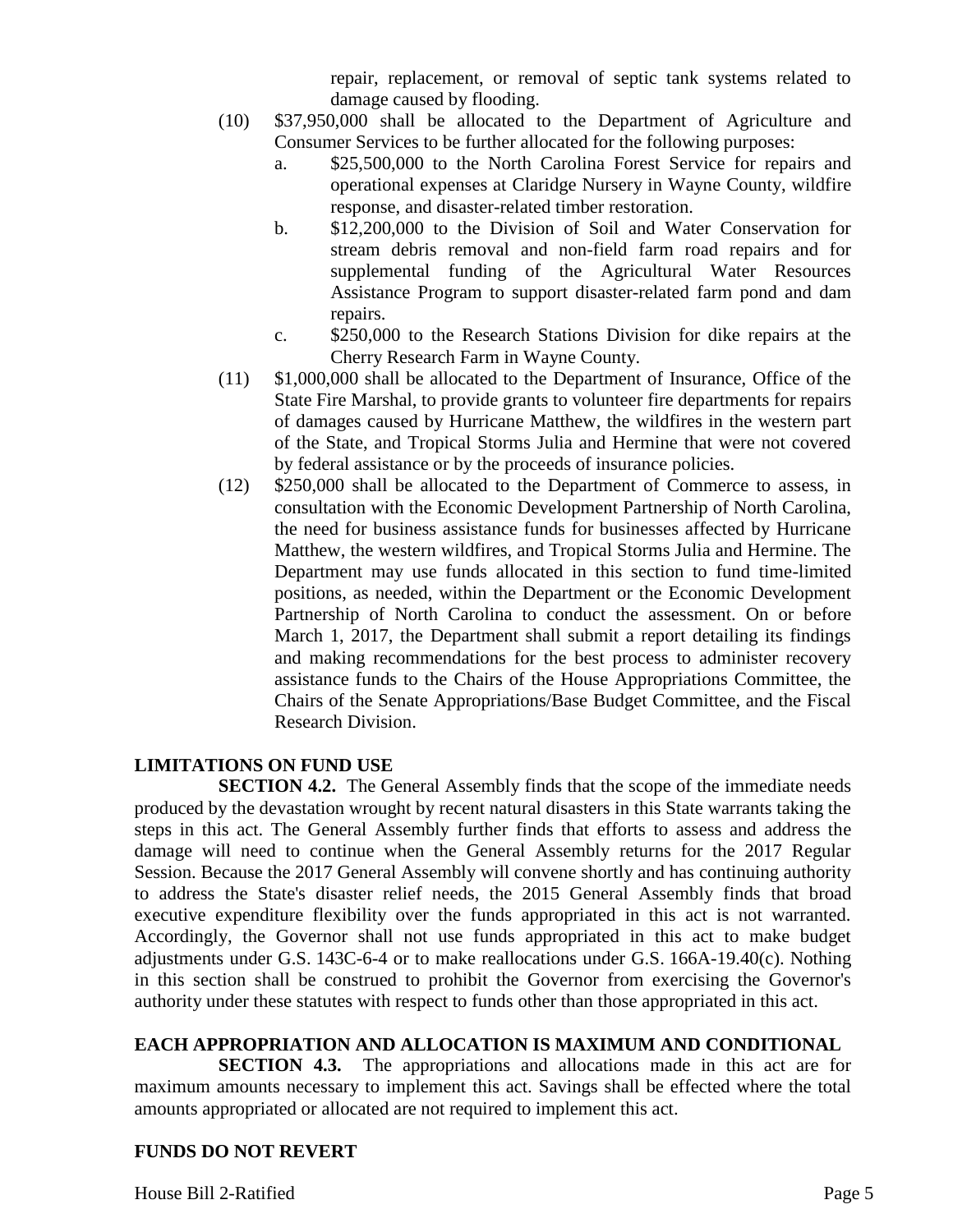repair, replacement, or removal of septic tank systems related to damage caused by flooding.

(10) $37,950,000 shall be allocated to the Department of Agriculture and Consumer Services to be further allocated for the following purposes:

a. $25,500,000 to the North Carolina Forest Service for repairs and operational expenses at Claridge Nursery in Wayne County, wildfire response, and disaster-related timber restoration.

b. $12,200,000 to the Division of Soil and Water Conservation for stream debris removal and non-field farm road repairs and for supplemental funding of the Agricultural Water Resources Assistance Program to support disaster-related farm pond and dam repairs.

c. $250,000 to the Research Stations Division for dike repairs at the Cherry Research Farm in Wayne County.

(11) $1,000,000 shall be allocated to the Department of Insurance, Office of the State Fire Marshal, to provide grants to volunteer fire departments for repairs of damages caused by Hurricane Matthew, the wildfires in the western part of the State, and Tropical Storms Julia and Hermine that were not covered by federal assistance or by the proceeds of insurance policies.

(12) $250,000 shall be allocated to the Department of Commerce to assess, in consultation with the Economic Development Partnership of North Carolina, the need for business assistance funds for businesses affected by Hurricane Matthew, the western wildfires, and Tropical Storms Julia and Hermine. The Department may use funds allocated in this section to fund time-limited positions, as needed, within the Department or the Economic Development Partnership of North Carolina to conduct the assessment. On or before March 1, 2017, the Department shall submit a report detailing its findings and making recommendations for the best process to administer recovery assistance funds to the Chairs of the House Appropriations Committee, the Chairs of the Senate Appropriations/Base Budget Committee, and the Fiscal Research Division.

**LIMITATIONS ON FUND USE**

**SECTION 4.2.** The General Assembly finds that the scope of the immediate needs produced by the devastation wrought by recent natural disasters in this State warrants taking the steps in this act. The General Assembly further finds that efforts to assess and address the damage will need to continue when the General Assembly returns for the 2017 Regular Session. Because the 2017 General Assembly will convene shortly and has continuing authority to address the State's disaster relief needs, the 2015 General Assembly finds that broad executive expenditure flexibility over the funds appropriated in this act is not warranted. Accordingly, the Governor shall not use funds appropriated in this act to make budget adjustments under G.S. 143C-6-4 or to make reallocations under G.S. 166A-19.40(c). Nothing in this section shall be construed to prohibit the Governor from exercising the Governor's authority under these statutes with respect to funds other than those appropriated in this act.

**EACH APPROPRIATION AND ALLOCATION IS MAXIMUM AND CONDITIONAL**

**SECTION 4.3.** The appropriations and allocations made in this act are for maximum amounts necessary to implement this act. Savings shall be effected where the total amounts appropriated or allocated are not required to implement this act.

**FUNDS DO NOT REVERT**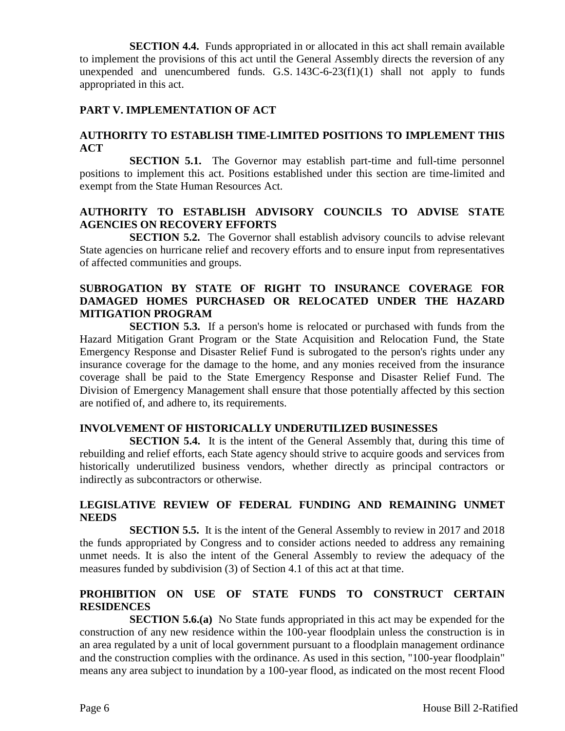**SECTION 4.4.** Funds appropriated in or allocated in this act shall remain available to implement the provisions of this act until the General Assembly directs the reversion of any unexpended and unencumbered funds. G.S. 143C-6-23(f1)(1) shall not apply to funds appropriated in this act.

## PART V. IMPLEMENTATION OF ACT

### AUTHORITY TO ESTABLISH TIME-LIMITED POSITIONS TO IMPLEMENT THIS ACT

**SECTION 5.1.** The Governor may establish part-time and full-time personnel positions to implement this act. Positions established under this section are time-limited and exempt from the State Human Resources Act.

### AUTHORITY TO ESTABLISH ADVISORY COUNCILS TO ADVISE STATE AGENCIES ON RECOVERY EFFORTS

**SECTION 5.2.** The Governor shall establish advisory councils to advise relevant State agencies on hurricane relief and recovery efforts and to ensure input from representatives of affected communities and groups.

### SUBROGATION BY STATE OF RIGHT TO INSURANCE COVERAGE FOR DAMAGED HOMES PURCHASED OR RELOCATED UNDER THE HAZARD MITIGATION PROGRAM

**SECTION 5.3.** If a person's home is relocated or purchased with funds from the Hazard Mitigation Grant Program or the State Acquisition and Relocation Fund, the State Emergency Response and Disaster Relief Fund is subrogated to the person's rights under any insurance coverage for the damage to the home, and any monies received from the insurance coverage shall be paid to the State Emergency Response and Disaster Relief Fund. The Division of Emergency Management shall ensure that those potentially affected by this section are notified of, and adhere to, its requirements.

### INVOLVEMENT OF HISTORICALLY UNDERUTILIZED BUSINESSES

**SECTION 5.4.** It is the intent of the General Assembly that, during this time of rebuilding and relief efforts, each State agency should strive to acquire goods and services from historically underutilized business vendors, whether directly as principal contractors or indirectly as subcontractors or otherwise.

### LEGISLATIVE REVIEW OF FEDERAL FUNDING AND REMAINING UNMET NEEDS

**SECTION 5.5.** It is the intent of the General Assembly to review in 2017 and 2018 the funds appropriated by Congress and to consider actions needed to address any remaining unmet needs. It is also the intent of the General Assembly to review the adequacy of the measures funded by subdivision (3) of Section 4.1 of this act at that time.

### PROHIBITION ON USE OF STATE FUNDS TO CONSTRUCT CERTAIN RESIDENCES

**SECTION 5.6.(a)** No State funds appropriated in this act may be expended for the construction of any new residence within the 100-year floodplain unless the construction is in an area regulated by a unit of local government pursuant to a floodplain management ordinance and the construction complies with the ordinance. As used in this section, "100-year floodplain" means any area subject to inundation by a 100-year flood, as indicated on the most recent Flood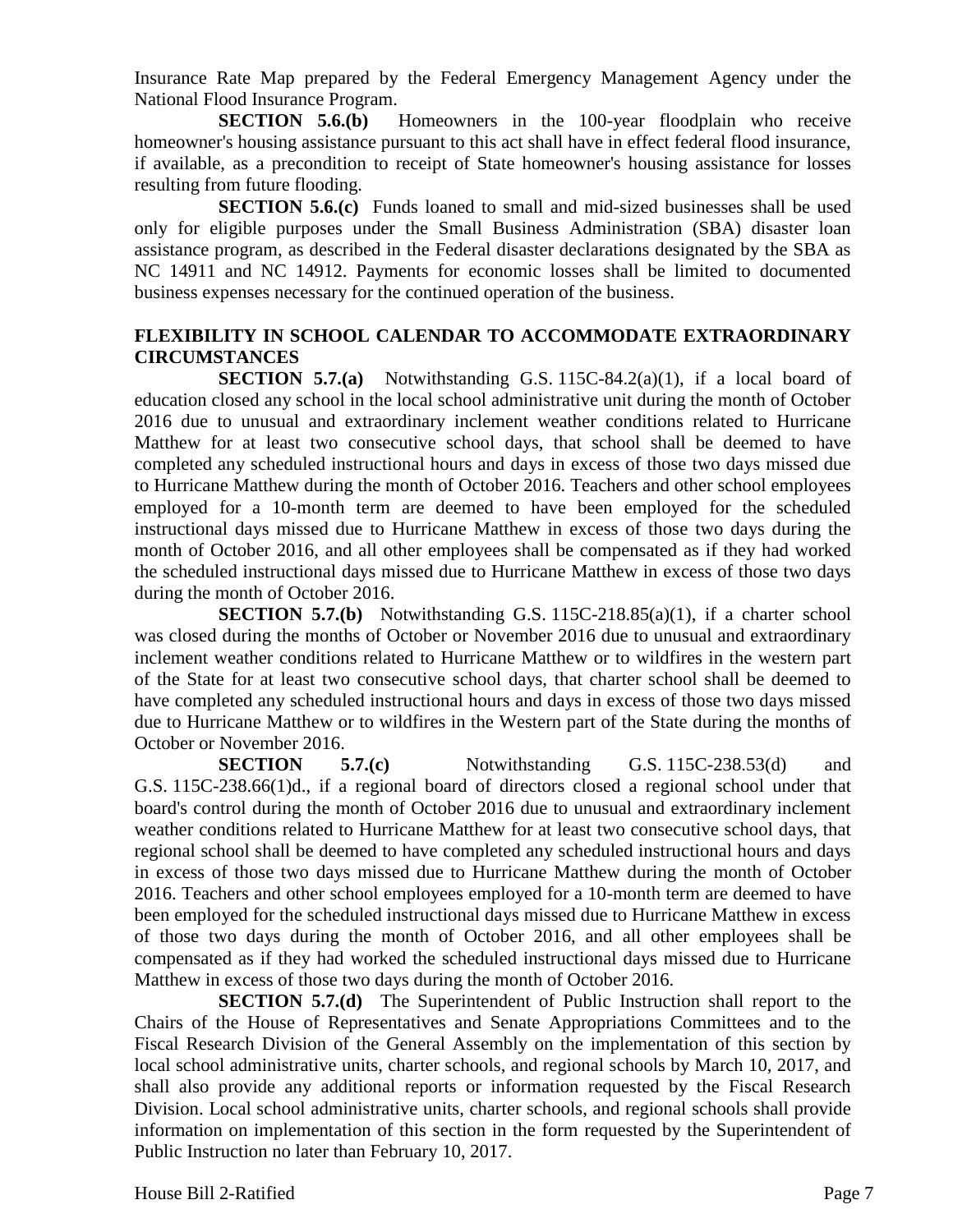Insurance Rate Map prepared by the Federal Emergency Management Agency under the National Flood Insurance Program.

**SECTION 5.6.(b)** Homeowners in the 100-year floodplain who receive homeowner's housing assistance pursuant to this act shall have in effect federal flood insurance, if available, as a precondition to receipt of State homeowner's housing assistance for losses resulting from future flooding.

**SECTION 5.6.(c)** Funds loaned to small and mid-sized businesses shall be used only for eligible purposes under the Small Business Administration (SBA) disaster loan assistance program, as described in the Federal disaster declarations designated by the SBA as NC 14911 and NC 14912. Payments for economic losses shall be limited to documented business expenses necessary for the continued operation of the business.

**FLEXIBILITY IN SCHOOL CALENDAR TO ACCOMMODATE EXTRAORDINARY CIRCUMSTANCES**

**SECTION 5.7.(a)** Notwithstanding G.S. 115C-84.2(a)(1), if a local board of education closed any school in the local school administrative unit during the month of October 2016 due to unusual and extraordinary inclement weather conditions related to Hurricane Matthew for at least two consecutive school days, that school shall be deemed to have completed any scheduled instructional hours and days in excess of those two days missed due to Hurricane Matthew during the month of October 2016. Teachers and other school employees employed for a 10-month term are deemed to have been employed for the scheduled instructional days missed due to Hurricane Matthew in excess of those two days during the month of October 2016, and all other employees shall be compensated as if they had worked the scheduled instructional days missed due to Hurricane Matthew in excess of those two days during the month of October 2016.

**SECTION 5.7.(b)** Notwithstanding G.S. 115C-218.85(a)(1), if a charter school was closed during the months of October or November 2016 due to unusual and extraordinary inclement weather conditions related to Hurricane Matthew or to wildfires in the western part of the State for at least two consecutive school days, that charter school shall be deemed to have completed any scheduled instructional hours and days in excess of those two days missed due to Hurricane Matthew or to wildfires in the Western part of the State during the months of October or November 2016.

**SECTION 5.7.(c)** Notwithstanding G.S. 115C-238.53(d) and G.S. 115C-238.66(1)d., if a regional board of directors closed a regional school under that board's control during the month of October 2016 due to unusual and extraordinary inclement weather conditions related to Hurricane Matthew for at least two consecutive school days, that regional school shall be deemed to have completed any scheduled instructional hours and days in excess of those two days missed due to Hurricane Matthew during the month of October 2016. Teachers and other school employees employed for a 10-month term are deemed to have been employed for the scheduled instructional days missed due to Hurricane Matthew in excess of those two days during the month of October 2016, and all other employees shall be compensated as if they had worked the scheduled instructional days missed due to Hurricane Matthew in excess of those two days during the month of October 2016.

**SECTION 5.7.(d)** The Superintendent of Public Instruction shall report to the Chairs of the House of Representatives and Senate Appropriations Committees and to the Fiscal Research Division of the General Assembly on the implementation of this section by local school administrative units, charter schools, and regional schools by March 10, 2017, and shall also provide any additional reports or information requested by the Fiscal Research Division. Local school administrative units, charter schools, and regional schools shall provide information on implementation of this section in the form requested by the Superintendent of Public Instruction no later than February 10, 2017.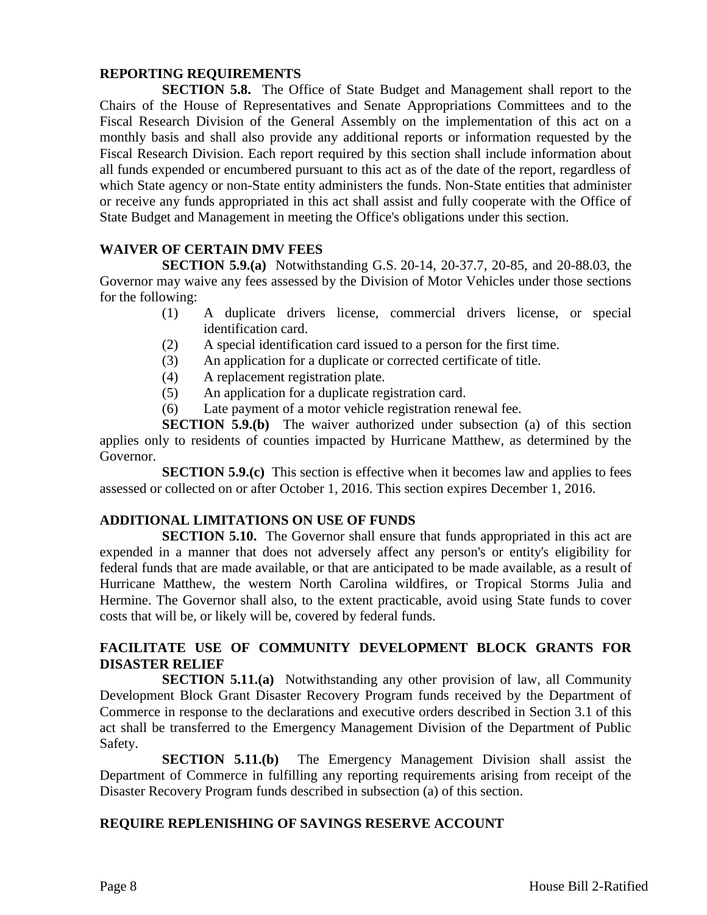### REPORTING REQUIREMENTS

**SECTION 5.8.** The Office of State Budget and Management shall report to the Chairs of the House of Representatives and Senate Appropriations Committees and to the Fiscal Research Division of the General Assembly on the implementation of this act on a monthly basis and shall also provide any additional reports or information requested by the Fiscal Research Division. Each report required by this section shall include information about all funds expended or encumbered pursuant to this act as of the date of the report, regardless of which State agency or non-State entity administers the funds. Non-State entities that administer or receive any funds appropriated in this act shall assist and fully cooperate with the Office of State Budget and Management in meeting the Office's obligations under this section.

### WAIVER OF CERTAIN DMV FEES

**SECTION 5.9.(a)** Notwithstanding G.S. 20-14, 20-37.7, 20-85, and 20-88.03, the Governor may waive any fees assessed by the Division of Motor Vehicles under those sections for the following:

(1) A duplicate drivers license, commercial drivers license, or special identification card.
(2) A special identification card issued to a person for the first time.
(3) An application for a duplicate or corrected certificate of title.
(4) A replacement registration plate.
(5) An application for a duplicate registration card.
(6) Late payment of a motor vehicle registration renewal fee.

**SECTION 5.9.(b)** The waiver authorized under subsection (a) of this section applies only to residents of counties impacted by Hurricane Matthew, as determined by the Governor.

**SECTION 5.9.(c)** This section is effective when it becomes law and applies to fees assessed or collected on or after October 1, 2016. This section expires December 1, 2016.

### ADDITIONAL LIMITATIONS ON USE OF FUNDS

**SECTION 5.10.** The Governor shall ensure that funds appropriated in this act are expended in a manner that does not adversely affect any person's or entity's eligibility for federal funds that are made available, or that are anticipated to be made available, as a result of Hurricane Matthew, the western North Carolina wildfires, or Tropical Storms Julia and Hermine. The Governor shall also, to the extent practicable, avoid using State funds to cover costs that will be, or likely will be, covered by federal funds.

### FACILITATE USE OF COMMUNITY DEVELOPMENT BLOCK GRANTS FOR DISASTER RELIEF

**SECTION 5.11.(a)** Notwithstanding any other provision of law, all Community Development Block Grant Disaster Recovery Program funds received by the Department of Commerce in response to the declarations and executive orders described in Section 3.1 of this act shall be transferred to the Emergency Management Division of the Department of Public Safety.

**SECTION 5.11.(b)** The Emergency Management Division shall assist the Department of Commerce in fulfilling any reporting requirements arising from receipt of the Disaster Recovery Program funds described in subsection (a) of this section.

### REQUIRE REPLENISHING OF SAVINGS RESERVE ACCOUNT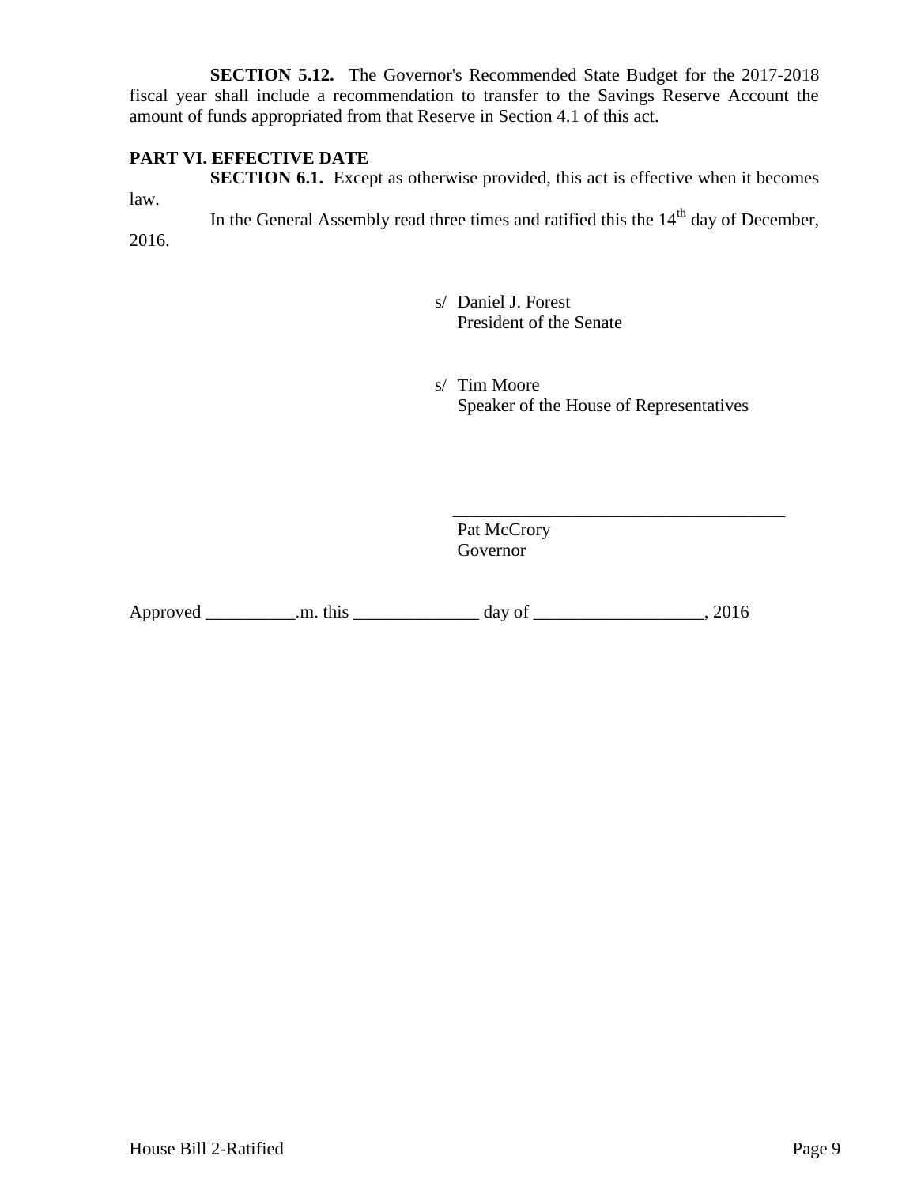**SECTION 5.12.** The Governor's Recommended State Budget for the 2017-2018 fiscal year shall include a recommendation to transfer to the Savings Reserve Account the amount of funds appropriated from that Reserve in Section 4.1 of this act.

**PART VI. EFFECTIVE DATE**

**SECTION 6.1.** Except as otherwise provided, this act is effective when it becomes law.

In the General Assembly read three times and ratified this the 14th day of December, 2016.

s/ Daniel J. Forest
President of the Senate

s/ Tim Moore
Speaker of the House of Representatives

_____________________________________
Pat McCrory
Governor

Approved __________.m. this ______________ day of ___________________, 2016